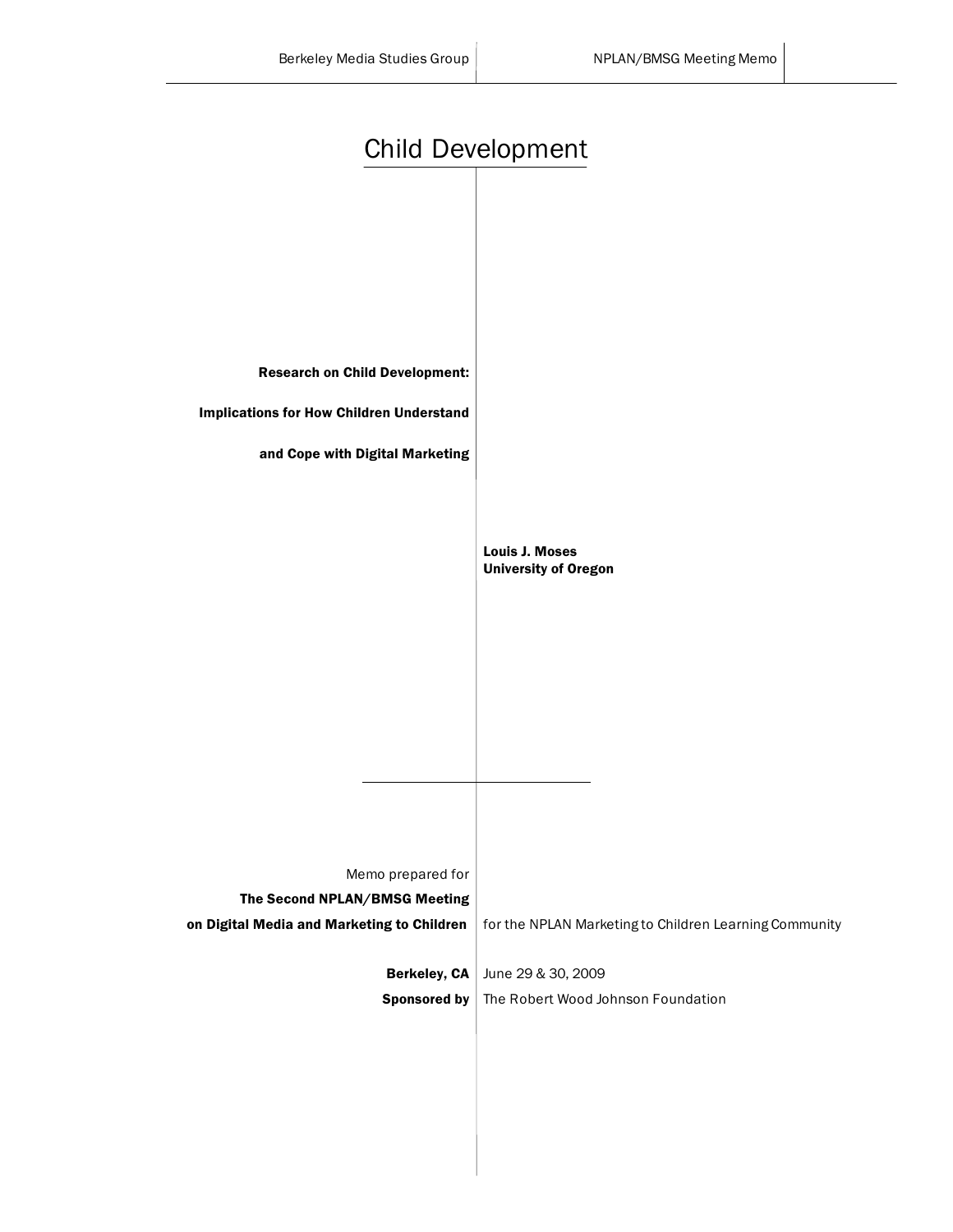# Child Development

**Research on Child Development:**

**Implications for How Children Understand**

**and Cope with Digital Marketing**

**Louis J. Moses**
**University of Oregon**

Memo prepared for
**The Second NPLAN/BMSG Meeting**
**on Digital Media and Marketing to Children** for the NPLAN Marketing to Children Learning Community

**Berkeley, CA** June 29 & 30, 2009
**Sponsored by** The Robert Wood Johnson Foundation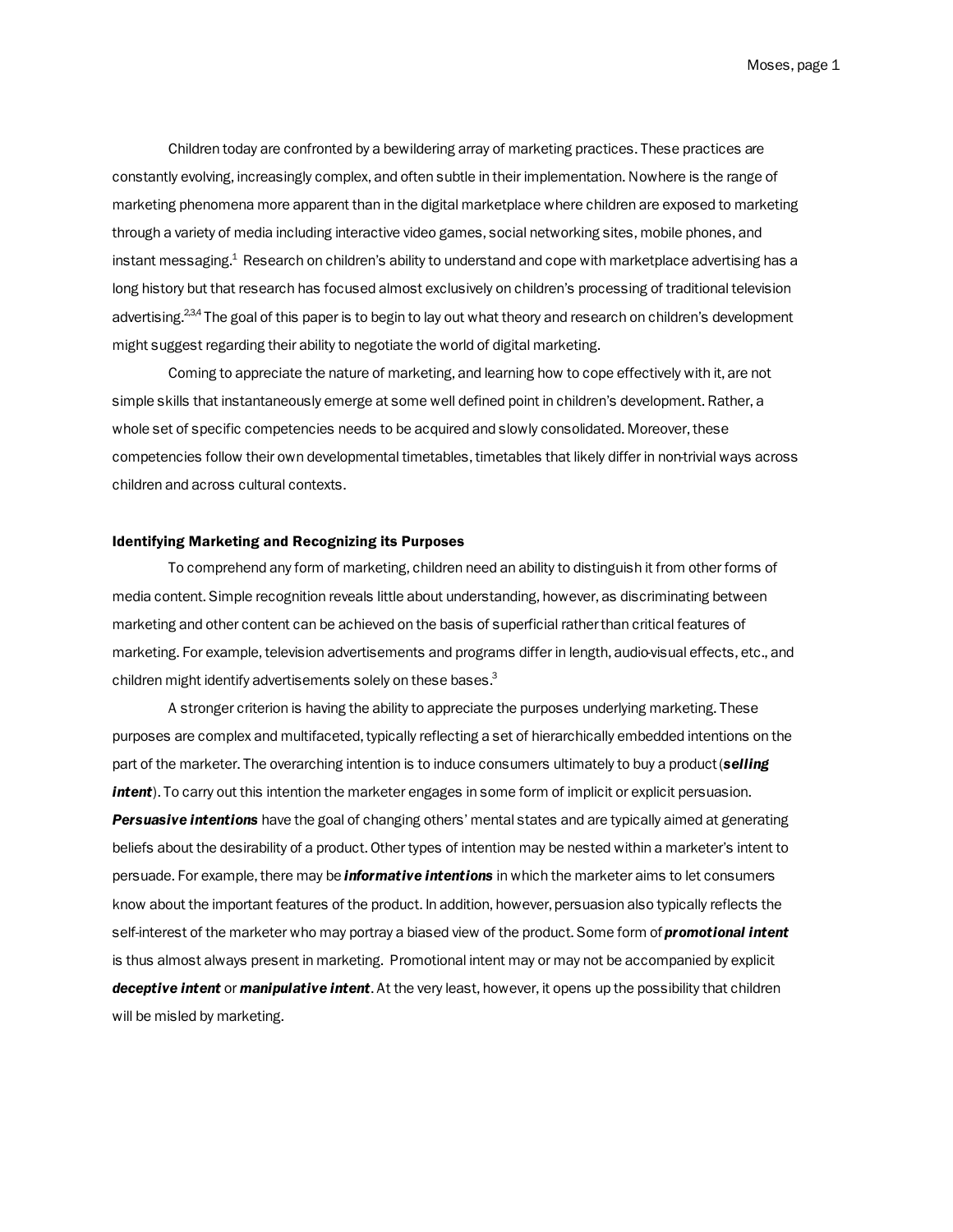Children today are confronted by a bewildering array of marketing practices. These practices are constantly evolving, increasingly complex, and often subtle in their implementation. Nowhere is the range of marketing phenomena more apparent than in the digital marketplace where children are exposed to marketing through a variety of media including interactive video games, social networking sites, mobile phones, and instant messaging.[1] Research on children's ability to understand and cope with marketplace advertising has a long history but that research has focused almost exclusively on children's processing of traditional television advertising.[2,3,4] The goal of this paper is to begin to lay out what theory and research on children's development might suggest regarding their ability to negotiate the world of digital marketing.

Coming to appreciate the nature of marketing, and learning how to cope effectively with it, are not simple skills that instantaneously emerge at some well defined point in children's development. Rather, a whole set of specific competencies needs to be acquired and slowly consolidated. Moreover, these competencies follow their own developmental timetables, timetables that likely differ in non-trivial ways across children and across cultural contexts.

## Identifying Marketing and Recognizing its Purposes

To comprehend any form of marketing, children need an ability to distinguish it from other forms of media content. Simple recognition reveals little about understanding, however, as discriminating between marketing and other content can be achieved on the basis of superficial rather than critical features of marketing. For example, television advertisements and programs differ in length, audio-visual effects, etc., and children might identify advertisements solely on these bases.[3]

A stronger criterion is having the ability to appreciate the purposes underlying marketing. These purposes are complex and multifaceted, typically reflecting a set of hierarchically embedded intentions on the part of the marketer. The overarching intention is to induce consumers ultimately to buy a product (***selling intent***). To carry out this intention the marketer engages in some form of implicit or explicit persuasion. ***Persuasive intentions*** have the goal of changing others' mental states and are typically aimed at generating beliefs about the desirability of a product. Other types of intention may be nested within a marketer's intent to persuade. For example, there may be ***informative intentions*** in which the marketer aims to let consumers know about the important features of the product. In addition, however, persuasion also typically reflects the self-interest of the marketer who may portray a biased view of the product. Some form of ***promotional intent*** is thus almost always present in marketing. Promotional intent may or may not be accompanied by explicit ***deceptive intent*** or ***manipulative intent***. At the very least, however, it opens up the possibility that children will be misled by marketing.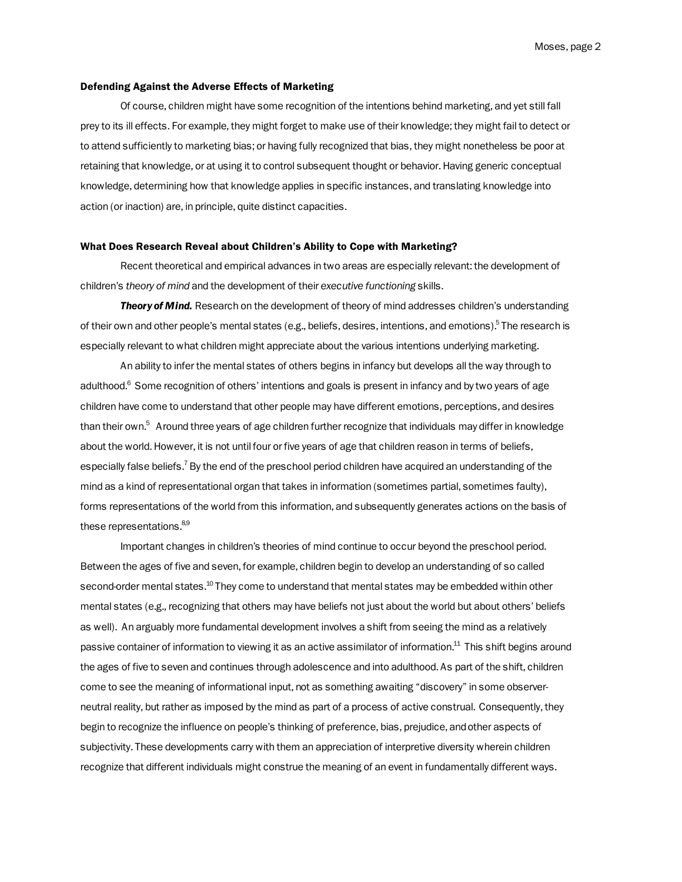### Defending Against the Adverse Effects of Marketing

Of course, children might have some recognition of the intentions behind marketing, and yet still fall prey to its ill effects. For example, they might forget to make use of their knowledge; they might fail to detect or to attend sufficiently to marketing bias; or having fully recognized that bias, they might nonetheless be poor at retaining that knowledge, or at using it to control subsequent thought or behavior. Having generic conceptual knowledge, determining how that knowledge applies in specific instances, and translating knowledge into action (or inaction) are, in principle, quite distinct capacities.

### What Does Research Reveal about Children's Ability to Cope with Marketing?

Recent theoretical and empirical advances in two areas are especially relevant: the development of children's *theory of mind* and the development of their *executive functioning* skills.

***Theory of Mind.*** Research on the development of theory of mind addresses children's understanding of their own and other people's mental states (e.g., beliefs, desires, intentions, and emotions).[5] The research is especially relevant to what children might appreciate about the various intentions underlying marketing.

An ability to infer the mental states of others begins in infancy but develops all the way through to adulthood.[6] Some recognition of others' intentions and goals is present in infancy and by two years of age children have come to understand that other people may have different emotions, perceptions, and desires than their own.[5] Around three years of age children further recognize that individuals may differ in knowledge about the world. However, it is not until four or five years of age that children reason in terms of beliefs, especially false beliefs.[7] By the end of the preschool period children have acquired an understanding of the mind as a kind of representational organ that takes in information (sometimes partial, sometimes faulty), forms representations of the world from this information, and subsequently generates actions on the basis of these representations.[8,9]

Important changes in children's theories of mind continue to occur beyond the preschool period. Between the ages of five and seven, for example, children begin to develop an understanding of so called second-order mental states.[10] They come to understand that mental states may be embedded within other mental states (e.g., recognizing that others may have beliefs not just about the world but about others' beliefs as well). An arguably more fundamental development involves a shift from seeing the mind as a relatively passive container of information to viewing it as an active assimilator of information.[11] This shift begins around the ages of five to seven and continues through adolescence and into adulthood. As part of the shift, children come to see the meaning of informational input, not as something awaiting "discovery" in some observer-neutral reality, but rather as imposed by the mind as part of a process of active construal. Consequently, they begin to recognize the influence on people's thinking of preference, bias, prejudice, and other aspects of subjectivity. These developments carry with them an appreciation of interpretive diversity wherein children recognize that different individuals might construe the meaning of an event in fundamentally different ways.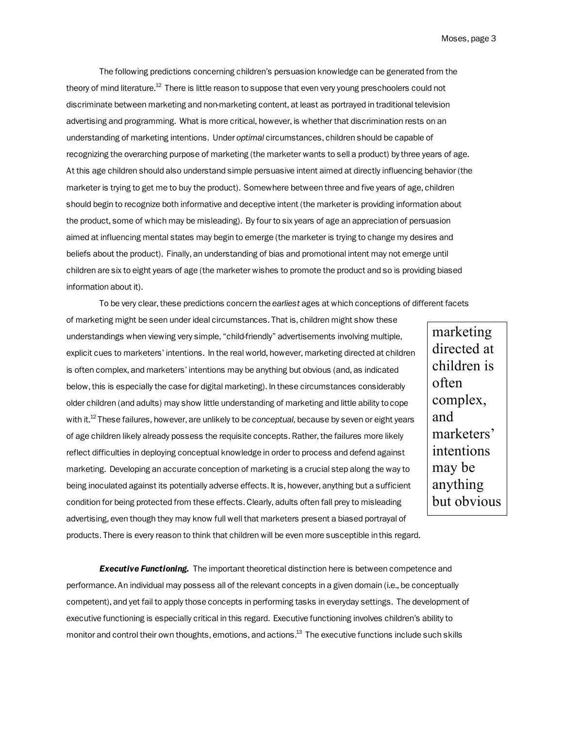The following predictions concerning children's persuasion knowledge can be generated from the theory of mind literature.[12] There is little reason to suppose that even very young preschoolers could not discriminate between marketing and non-marketing content, at least as portrayed in traditional television advertising and programming. What is more critical, however, is whether that discrimination rests on an understanding of marketing intentions. Under *optimal* circumstances, children should be capable of recognizing the overarching purpose of marketing (the marketer wants to sell a product) by three years of age. At this age children should also understand simple persuasive intent aimed at directly influencing behavior (the marketer is trying to get me to buy the product). Somewhere between three and five years of age, children should begin to recognize both informative and deceptive intent (the marketer is providing information about the product, some of which may be misleading). By four to six years of age an appreciation of persuasion aimed at influencing mental states may begin to emerge (the marketer is trying to change my desires and beliefs about the product). Finally, an understanding of bias and promotional intent may not emerge until children are six to eight years of age (the marketer wishes to promote the product and so is providing biased information about it).

To be very clear, these predictions concern the *earliest* ages at which conceptions of different facets of marketing might be seen under ideal circumstances. That is, children might show these understandings when viewing very simple, "child-friendly" advertisements involving multiple, explicit cues to marketers' intentions. In the real world, however, marketing directed at children is often complex, and marketers' intentions may be anything but obvious (and, as indicated below, this is especially the case for digital marketing). In these circumstances considerably older children (and adults) may show little understanding of marketing and little ability to cope with it.[12] These failures, however, are unlikely to be *conceptual*, because by seven or eight years of age children likely already possess the requisite concepts. Rather, the failures more likely reflect difficulties in deploying conceptual knowledge in order to process and defend against marketing. Developing an accurate conception of marketing is a crucial step along the way to being inoculated against its potentially adverse effects. It is, however, anything but a sufficient condition for being protected from these effects. Clearly, adults often fall prey to misleading advertising, even though they may know full well that marketers present a biased portrayal of products. There is every reason to think that children will be even more susceptible in this regard.

> marketing directed at children is often complex, and marketers' intentions may be anything but obvious

***Executive Functioning.*** The important theoretical distinction here is between competence and performance. An individual may possess all of the relevant concepts in a given domain (i.e., be conceptually competent), and yet fail to apply those concepts in performing tasks in everyday settings. The development of executive functioning is especially critical in this regard. Executive functioning involves children's ability to monitor and control their own thoughts, emotions, and actions.[13] The executive functions include such skills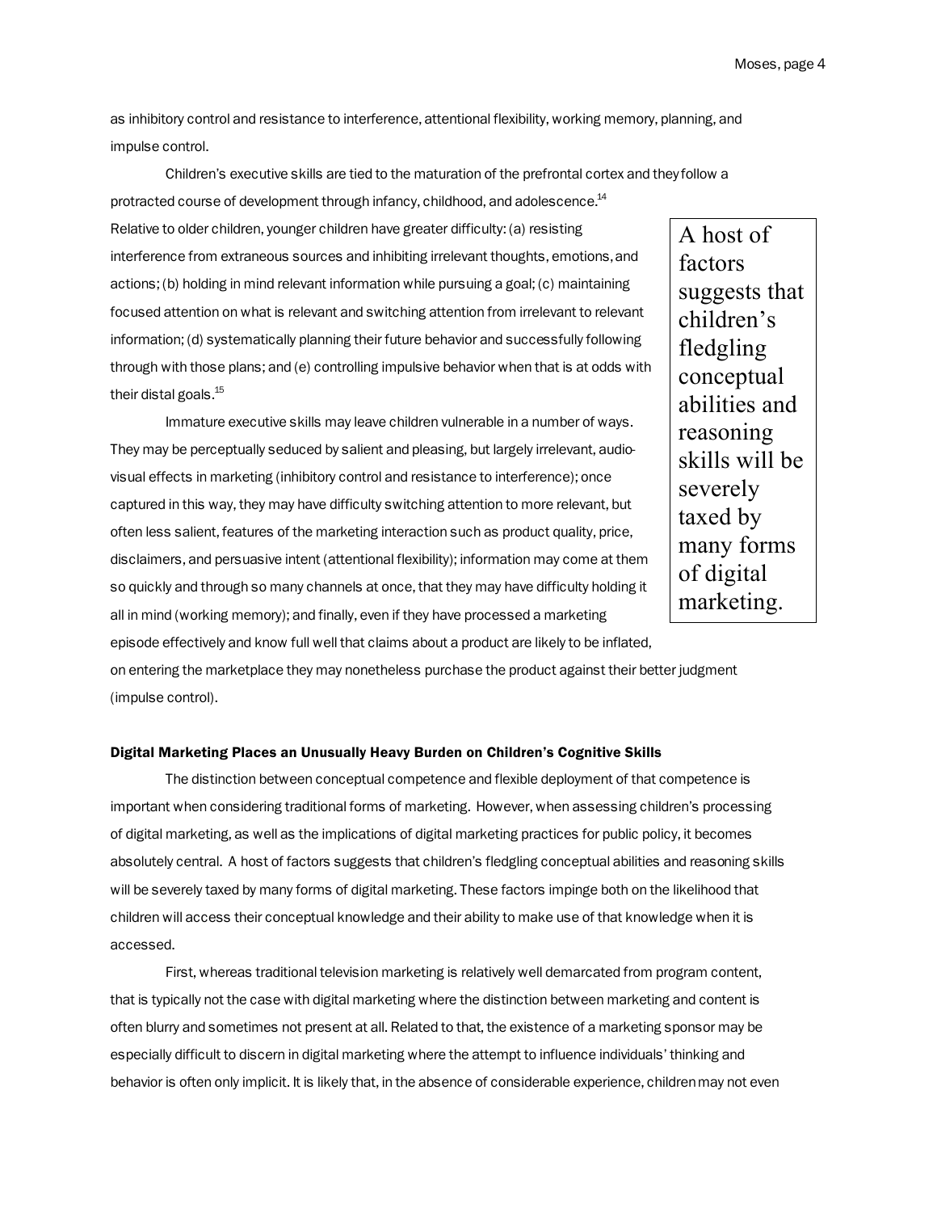as inhibitory control and resistance to interference, attentional flexibility, working memory, planning, and impulse control.

Children's executive skills are tied to the maturation of the prefrontal cortex and they follow a protracted course of development through infancy, childhood, and adolescence.[14] Relative to older children, younger children have greater difficulty: (a) resisting interference from extraneous sources and inhibiting irrelevant thoughts, emotions, and actions; (b) holding in mind relevant information while pursuing a goal; (c) maintaining focused attention on what is relevant and switching attention from irrelevant to relevant information; (d) systematically planning their future behavior and successfully following through with those plans; and (e) controlling impulsive behavior when that is at odds with their distal goals.[15]

> A host of factors suggests that children's fledgling conceptual abilities and reasoning skills will be severely taxed by many forms of digital marketing.

Immature executive skills may leave children vulnerable in a number of ways. They may be perceptually seduced by salient and pleasing, but largely irrelevant, audio-visual effects in marketing (inhibitory control and resistance to interference); once captured in this way, they may have difficulty switching attention to more relevant, but often less salient, features of the marketing interaction such as product quality, price, disclaimers, and persuasive intent (attentional flexibility); information may come at them so quickly and through so many channels at once, that they may have difficulty holding it all in mind (working memory); and finally, even if they have processed a marketing episode effectively and know full well that claims about a product are likely to be inflated, on entering the marketplace they may nonetheless purchase the product against their better judgment (impulse control).

### Digital Marketing Places an Unusually Heavy Burden on Children's Cognitive Skills

The distinction between conceptual competence and flexible deployment of that competence is important when considering traditional forms of marketing. However, when assessing children's processing of digital marketing, as well as the implications of digital marketing practices for public policy, it becomes absolutely central. A host of factors suggests that children's fledgling conceptual abilities and reasoning skills will be severely taxed by many forms of digital marketing. These factors impinge both on the likelihood that children will access their conceptual knowledge and their ability to make use of that knowledge when it is accessed.

First, whereas traditional television marketing is relatively well demarcated from program content, that is typically not the case with digital marketing where the distinction between marketing and content is often blurry and sometimes not present at all. Related to that, the existence of a marketing sponsor may be especially difficult to discern in digital marketing where the attempt to influence individuals' thinking and behavior is often only implicit. It is likely that, in the absence of considerable experience, children may not even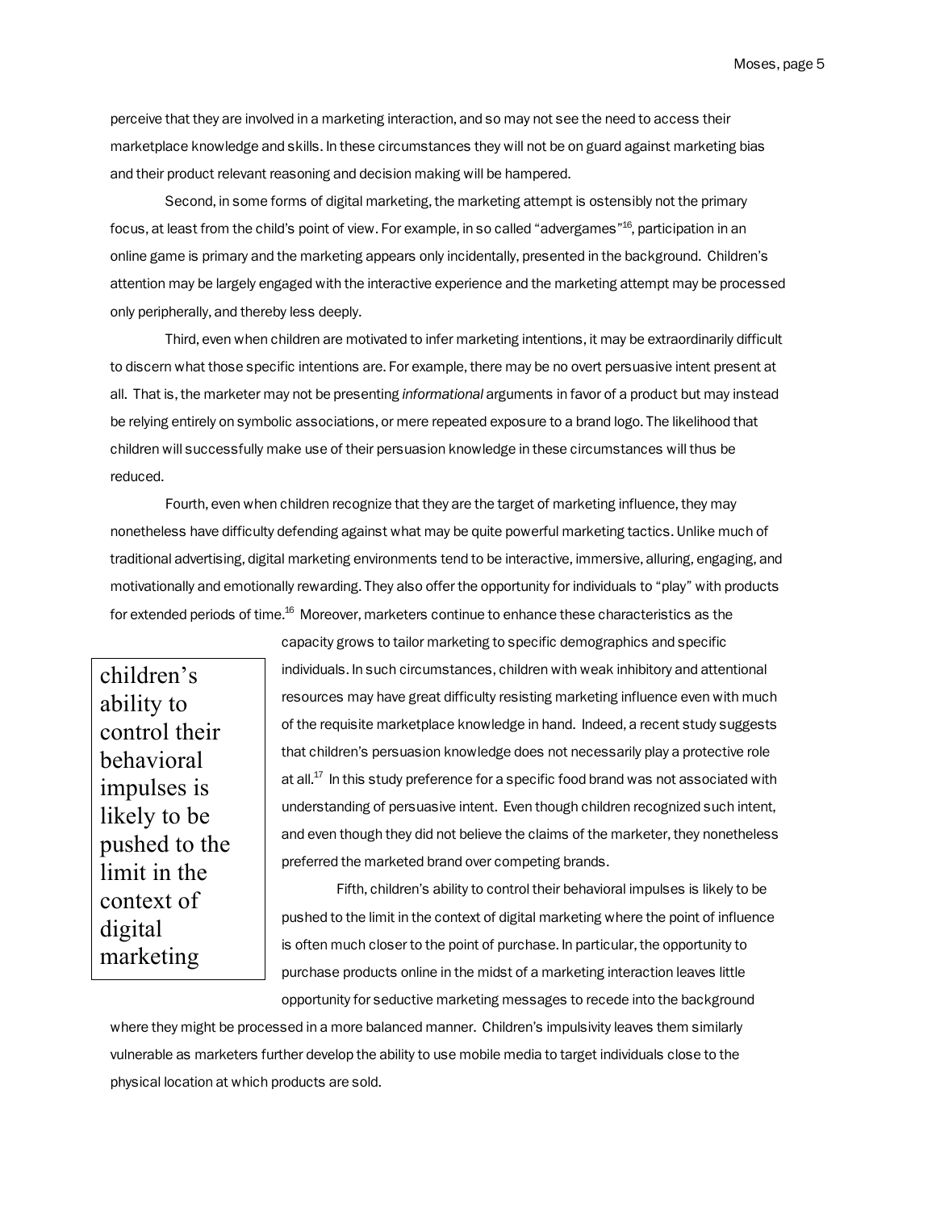perceive that they are involved in a marketing interaction, and so may not see the need to access their marketplace knowledge and skills. In these circumstances they will not be on guard against marketing bias and their product relevant reasoning and decision making will be hampered.

Second, in some forms of digital marketing, the marketing attempt is ostensibly not the primary focus, at least from the child's point of view. For example, in so called "advergames"[16], participation in an online game is primary and the marketing appears only incidentally, presented in the background. Children's attention may be largely engaged with the interactive experience and the marketing attempt may be processed only peripherally, and thereby less deeply.

Third, even when children are motivated to infer marketing intentions, it may be extraordinarily difficult to discern what those specific intentions are. For example, there may be no overt persuasive intent present at all. That is, the marketer may not be presenting *informational* arguments in favor of a product but may instead be relying entirely on symbolic associations, or mere repeated exposure to a brand logo. The likelihood that children will successfully make use of their persuasion knowledge in these circumstances will thus be reduced.

Fourth, even when children recognize that they are the target of marketing influence, they may nonetheless have difficulty defending against what may be quite powerful marketing tactics. Unlike much of traditional advertising, digital marketing environments tend to be interactive, immersive, alluring, engaging, and motivationally and emotionally rewarding. They also offer the opportunity for individuals to "play" with products for extended periods of time.[16] Moreover, marketers continue to enhance these characteristics as the capacity grows to tailor marketing to specific demographics and specific individuals. In such circumstances, children with weak inhibitory and attentional resources may have great difficulty resisting marketing influence even with much of the requisite marketplace knowledge in hand. Indeed, a recent study suggests that children's persuasion knowledge does not necessarily play a protective role at all.[17] In this study preference for a specific food brand was not associated with understanding of persuasive intent. Even though children recognized such intent, and even though they did not believe the claims of the marketer, they nonetheless preferred the marketed brand over competing brands.

> children's ability to control their behavioral impulses is likely to be pushed to the limit in the context of digital marketing

Fifth, children's ability to control their behavioral impulses is likely to be pushed to the limit in the context of digital marketing where the point of influence is often much closer to the point of purchase. In particular, the opportunity to purchase products online in the midst of a marketing interaction leaves little opportunity for seductive marketing messages to recede into the background where they might be processed in a more balanced manner. Children's impulsivity leaves them similarly vulnerable as marketers further develop the ability to use mobile media to target individuals close to the physical location at which products are sold.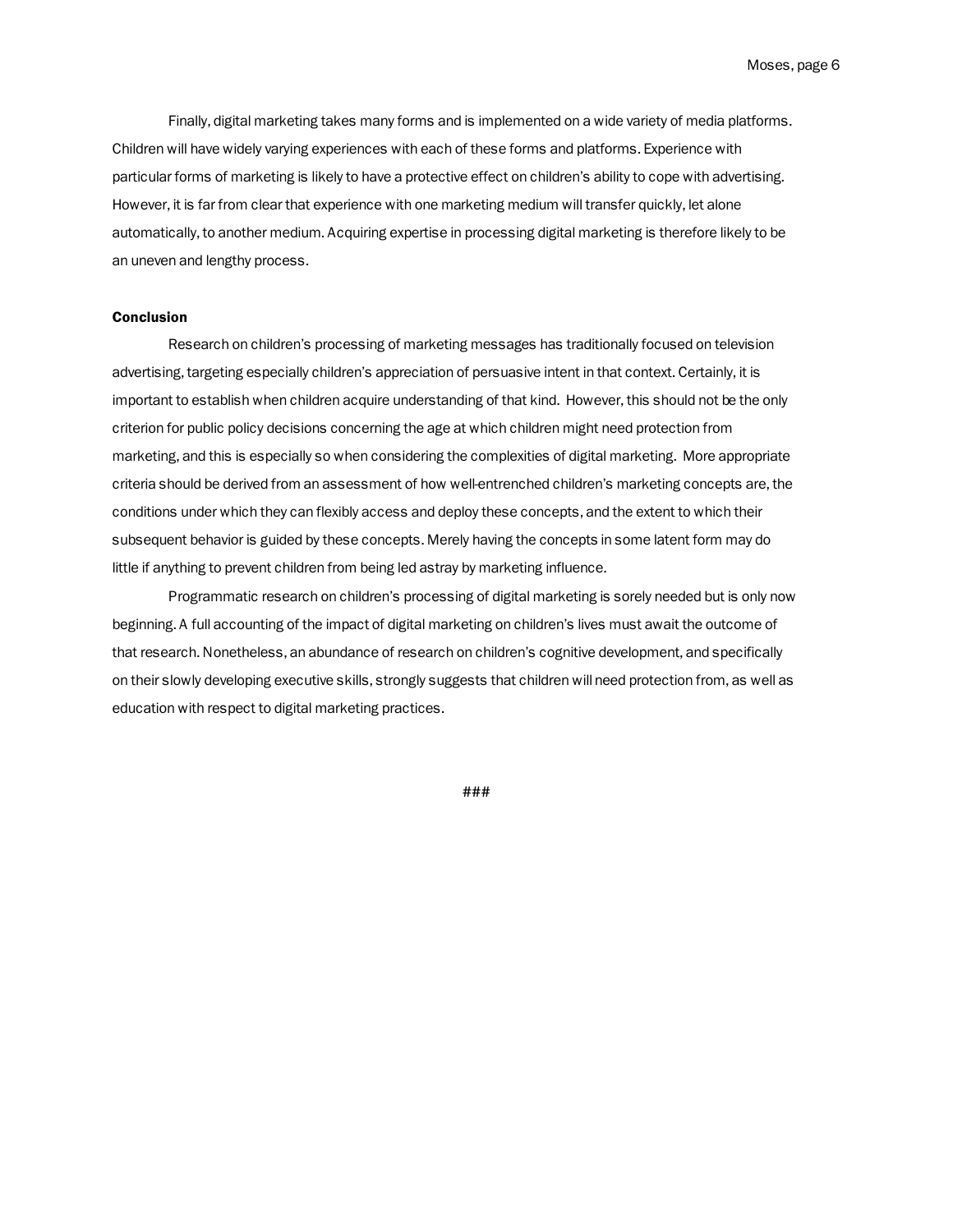Finally, digital marketing takes many forms and is implemented on a wide variety of media platforms. Children will have widely varying experiences with each of these forms and platforms. Experience with particular forms of marketing is likely to have a protective effect on children's ability to cope with advertising. However, it is far from clear that experience with one marketing medium will transfer quickly, let alone automatically, to another medium. Acquiring expertise in processing digital marketing is therefore likely to be an uneven and lengthy process.

**Conclusion**

Research on children's processing of marketing messages has traditionally focused on television advertising, targeting especially children's appreciation of persuasive intent in that context. Certainly, it is important to establish when children acquire understanding of that kind. However, this should not be the only criterion for public policy decisions concerning the age at which children might need protection from marketing, and this is especially so when considering the complexities of digital marketing. More appropriate criteria should be derived from an assessment of how well-entrenched children's marketing concepts are, the conditions under which they can flexibly access and deploy these concepts, and the extent to which their subsequent behavior is guided by these concepts. Merely having the concepts in some latent form may do little if anything to prevent children from being led astray by marketing influence.

Programmatic research on children's processing of digital marketing is sorely needed but is only now beginning. A full accounting of the impact of digital marketing on children's lives must await the outcome of that research. Nonetheless, an abundance of research on children's cognitive development, and specifically on their slowly developing executive skills, strongly suggests that children will need protection from, as well as education with respect to digital marketing practices.

###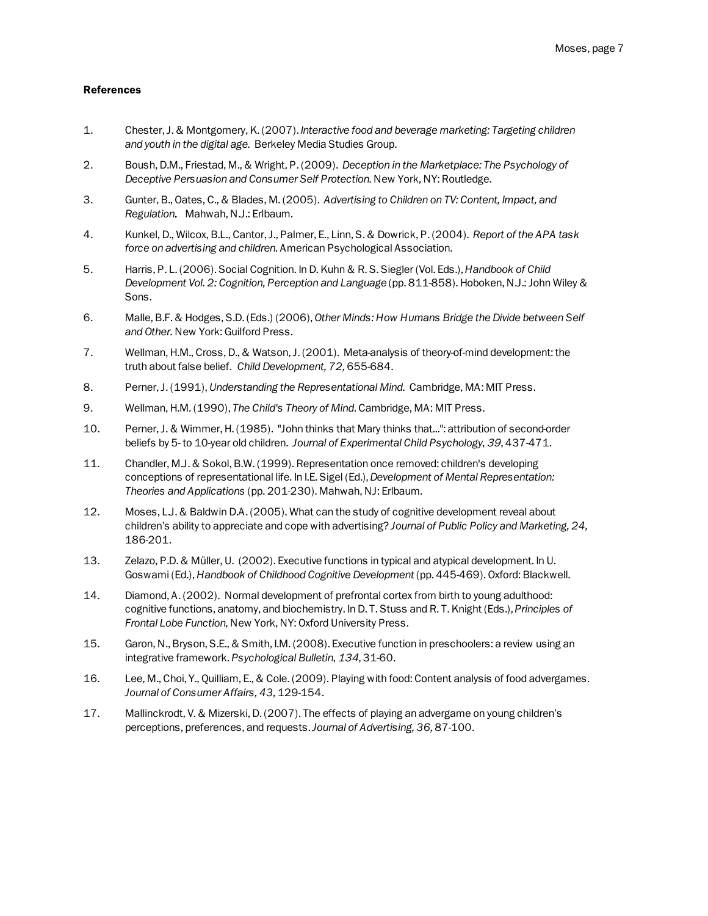**References**

1. Chester, J. & Montgomery, K. (2007). *Interactive food and beverage marketing: Targeting children and youth in the digital age.* Berkeley Media Studies Group.

2. Boush, D.M., Friestad, M., & Wright, P. (2009). *Deception in the Marketplace: The Psychology of Deceptive Persuasion and Consumer Self Protection.* New York, NY: Routledge.

3. Gunter, B., Oates, C., & Blades, M. (2005). *Advertising to Children on TV: Content, Impact, and Regulation.* Mahwah, N.J.: Erlbaum.

4. Kunkel, D., Wilcox, B.L., Cantor, J., Palmer, E., Linn, S. & Dowrick, P. (2004). *Report of the APA task force on advertising and children.* American Psychological Association.

5. Harris, P. L. (2006). Social Cognition. In D. Kuhn & R. S. Siegler (Vol. Eds.), *Handbook of Child Development Vol. 2: Cognition, Perception and Language* (pp. 811-858). Hoboken, N.J.: John Wiley & Sons.

6. Malle, B.F. & Hodges, S.D. (Eds.) (2006), *Other Minds: How Humans Bridge the Divide between Self and Other.* New York: Guilford Press.

7. Wellman, H.M., Cross, D., & Watson, J. (2001). Meta-analysis of theory-of-mind development: the truth about false belief. *Child Development, 72,* 655-684.

8. Perner, J. (1991), *Understanding the Representational Mind.* Cambridge, MA: MIT Press.

9. Wellman, H.M. (1990), *The Child's Theory of Mind.* Cambridge, MA: MIT Press.

10. Perner, J. & Wimmer, H. (1985). "John thinks that Mary thinks that...": attribution of second-order beliefs by 5- to 10-year old children. *Journal of Experimental Child Psychology, 39*, 437-471.

11. Chandler, M.J. & Sokol, B.W. (1999). Representation once removed: children's developing conceptions of representational life. In I.E. Sigel (Ed.), *Development of Mental Representation: Theories and Applications* (pp. 201-230). Mahwah, NJ: Erlbaum.

12. Moses, L.J. & Baldwin D.A. (2005). What can the study of cognitive development reveal about children's ability to appreciate and cope with advertising? *Journal of Public Policy and Marketing, 24,* 186-201.

13. Zelazo, P.D. & Müller, U. (2002). Executive functions in typical and atypical development. In U. Goswami (Ed.), *Handbook of Childhood Cognitive Development* (pp. 445-469). Oxford: Blackwell.

14. Diamond, A. (2002). Normal development of prefrontal cortex from birth to young adulthood: cognitive functions, anatomy, and biochemistry. In D. T. Stuss and R. T. Knight (Eds.), *Principles of Frontal Lobe Function,* New York, NY: Oxford University Press.

15. Garon, N., Bryson, S.E., & Smith, I.M. (2008). Executive function in preschoolers: a review using an integrative framework. *Psychological Bulletin, 134,* 31-60.

16. Lee, M., Choi, Y., Quilliam, E., & Cole. (2009). Playing with food: Content analysis of food advergames. *Journal of Consumer Affairs, 43,* 129-154.

17. Mallinckrodt, V. & Mizerski, D. (2007). The effects of playing an advergame on young children's perceptions, preferences, and requests. *Journal of Advertising, 36,* 87-100.